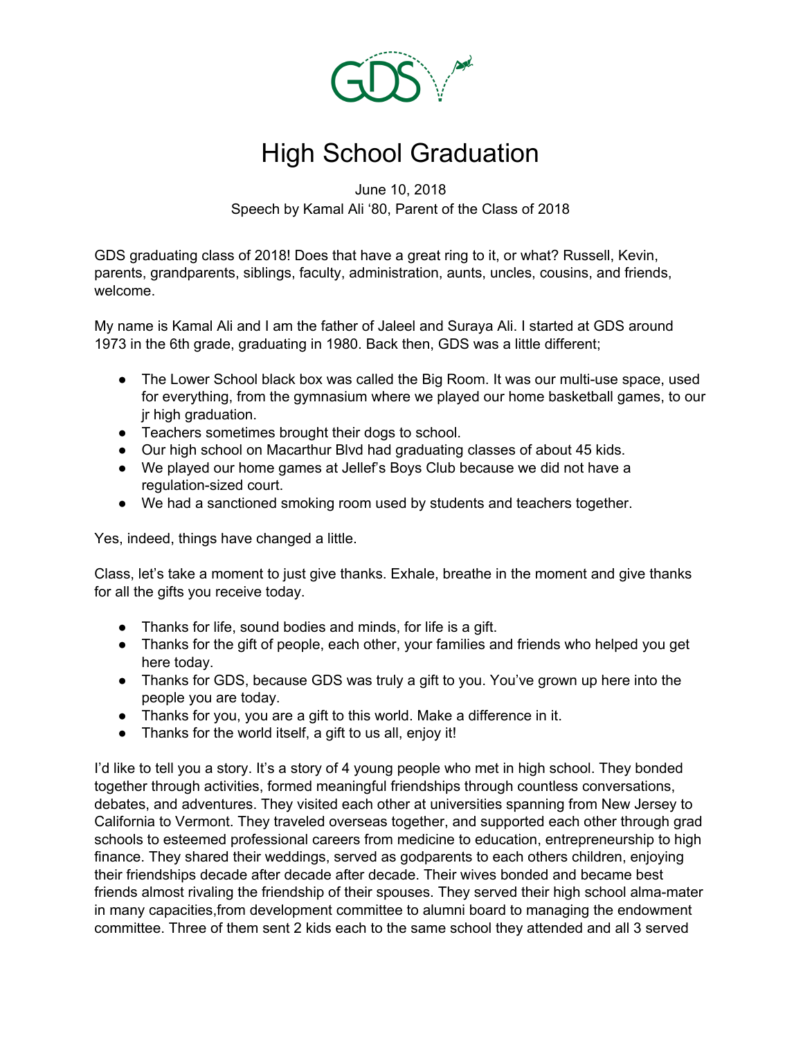# High School Graduation

June 10, 2018
Speech by Kamal Ali '80, Parent of the Class of 2018

GDS graduating class of 2018! Does that have a great ring to it, or what? Russell, Kevin, parents, grandparents, siblings, faculty, administration, aunts, uncles, cousins, and friends, welcome.

My name is Kamal Ali and I am the father of Jaleel and Suraya Ali. I started at GDS around 1973 in the 6th grade, graduating in 1980. Back then, GDS was a little different;

- The Lower School black box was called the Big Room. It was our multi-use space, used for everything, from the gymnasium where we played our home basketball games, to our jr high graduation.
- Teachers sometimes brought their dogs to school.
- Our high school on Macarthur Blvd had graduating classes of about 45 kids.
- We played our home games at Jellef's Boys Club because we did not have a regulation-sized court.
- We had a sanctioned smoking room used by students and teachers together.

Yes, indeed, things have changed a little.

Class, let's take a moment to just give thanks. Exhale, breathe in the moment and give thanks for all the gifts you receive today.

- Thanks for life, sound bodies and minds, for life is a gift.
- Thanks for the gift of people, each other, your families and friends who helped you get here today.
- Thanks for GDS, because GDS was truly a gift to you. You've grown up here into the people you are today.
- Thanks for you, you are a gift to this world. Make a difference in it.
- Thanks for the world itself, a gift to us all, enjoy it!

I'd like to tell you a story. It's a story of 4 young people who met in high school. They bonded together through activities, formed meaningful friendships through countless conversations, debates, and adventures. They visited each other at universities spanning from New Jersey to California to Vermont. They traveled overseas together, and supported each other through grad schools to esteemed professional careers from medicine to education, entrepreneurship to high finance. They shared their weddings, served as godparents to each others children, enjoying their friendships decade after decade after decade. Their wives bonded and became best friends almost rivaling the friendship of their spouses. They served their high school alma-mater in many capacities,from development committee to alumni board to managing the endowment committee. Three of them sent 2 kids each to the same school they attended and all 3 served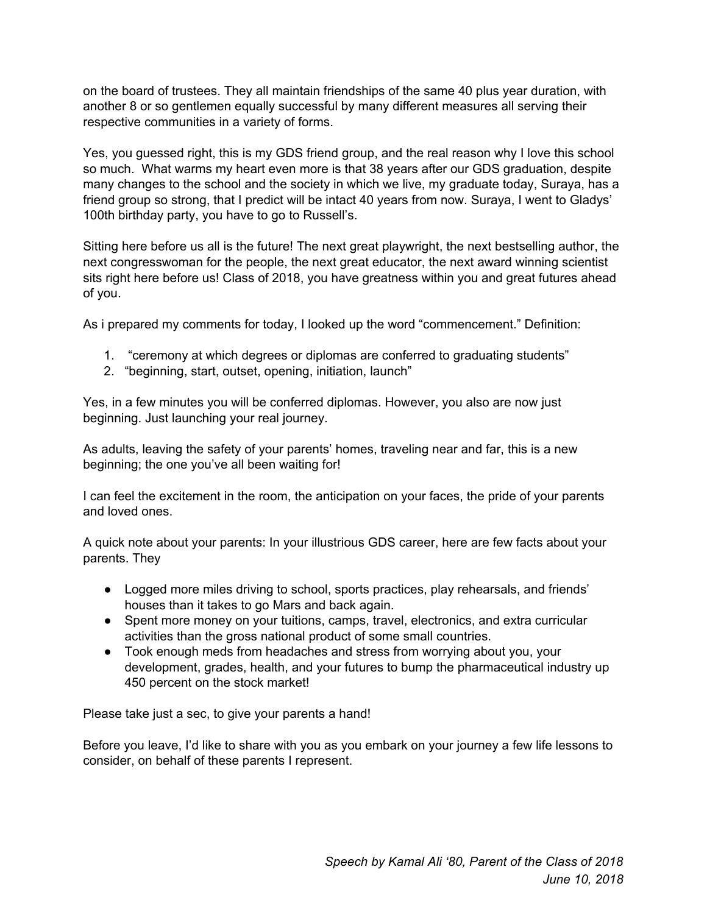on the board of trustees. They all maintain friendships of the same 40 plus year duration, with another 8 or so gentlemen equally successful by many different measures all serving their respective communities in a variety of forms.

Yes, you guessed right, this is my GDS friend group, and the real reason why I love this school so much. What warms my heart even more is that 38 years after our GDS graduation, despite many changes to the school and the society in which we live, my graduate today, Suraya, has a friend group so strong, that I predict will be intact 40 years from now. Suraya, I went to Gladys' 100th birthday party, you have to go to Russell's.

Sitting here before us all is the future! The next great playwright, the next bestselling author, the next congresswoman for the people, the next great educator, the next award winning scientist sits right here before us! Class of 2018, you have greatness within you and great futures ahead of you.

As i prepared my comments for today, I looked up the word "commencement." Definition:

1. "ceremony at which degrees or diplomas are conferred to graduating students"
2. "beginning, start, outset, opening, initiation, launch"

Yes, in a few minutes you will be conferred diplomas. However, you also are now just beginning. Just launching your real journey.

As adults, leaving the safety of your parents' homes, traveling near and far, this is a new beginning; the one you've all been waiting for!

I can feel the excitement in the room, the anticipation on your faces, the pride of your parents and loved ones.

A quick note about your parents: In your illustrious GDS career, here are few facts about your parents. They

- Logged more miles driving to school, sports practices, play rehearsals, and friends' houses than it takes to go Mars and back again.
- Spent more money on your tuitions, camps, travel, electronics, and extra curricular activities than the gross national product of some small countries.
- Took enough meds from headaches and stress from worrying about you, your development, grades, health, and your futures to bump the pharmaceutical industry up 450 percent on the stock market!

Please take just a sec, to give your parents a hand!

Before you leave, I'd like to share with you as you embark on your journey a few life lessons to consider, on behalf of these parents I represent.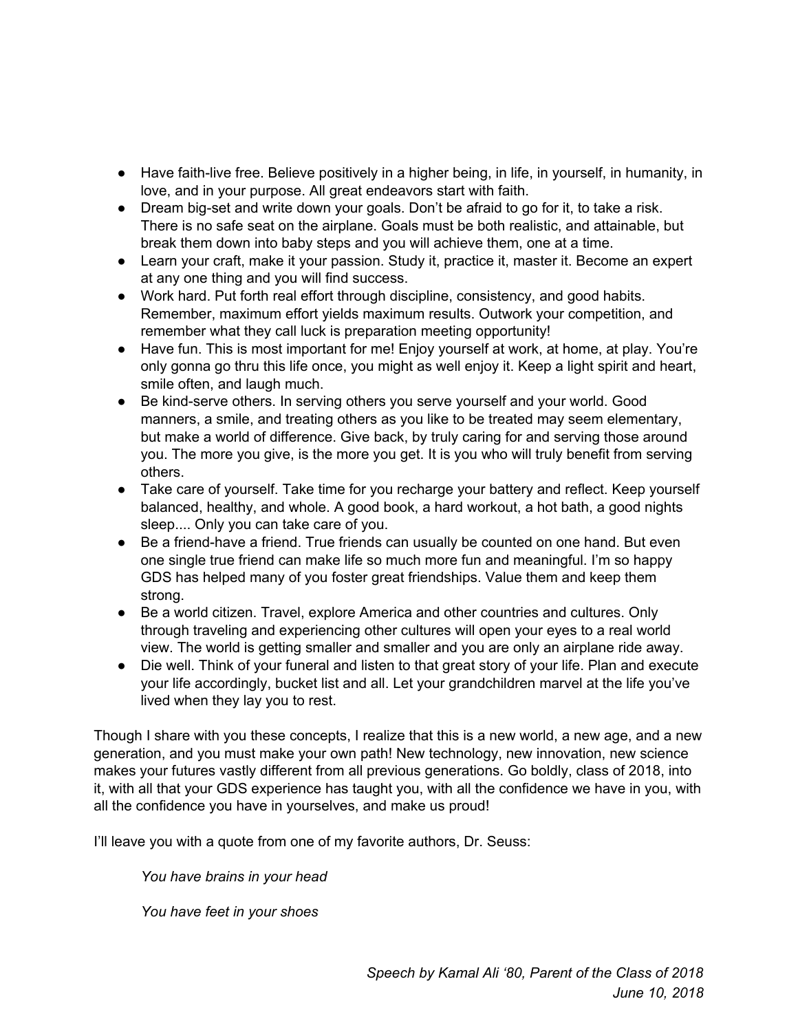- Have faith-live free. Believe positively in a higher being, in life, in yourself, in humanity, in love, and in your purpose. All great endeavors start with faith.
- Dream big-set and write down your goals. Don't be afraid to go for it, to take a risk. There is no safe seat on the airplane. Goals must be both realistic, and attainable, but break them down into baby steps and you will achieve them, one at a time.
- Learn your craft, make it your passion. Study it, practice it, master it. Become an expert at any one thing and you will find success.
- Work hard. Put forth real effort through discipline, consistency, and good habits. Remember, maximum effort yields maximum results. Outwork your competition, and remember what they call luck is preparation meeting opportunity!
- Have fun. This is most important for me! Enjoy yourself at work, at home, at play. You're only gonna go thru this life once, you might as well enjoy it. Keep a light spirit and heart, smile often, and laugh much.
- Be kind-serve others. In serving others you serve yourself and your world. Good manners, a smile, and treating others as you like to be treated may seem elementary, but make a world of difference. Give back, by truly caring for and serving those around you. The more you give, is the more you get. It is you who will truly benefit from serving others.
- Take care of yourself. Take time for you recharge your battery and reflect. Keep yourself balanced, healthy, and whole. A good book, a hard workout, a hot bath, a good nights sleep.... Only you can take care of you.
- Be a friend-have a friend. True friends can usually be counted on one hand. But even one single true friend can make life so much more fun and meaningful. I'm so happy GDS has helped many of you foster great friendships. Value them and keep them strong.
- Be a world citizen. Travel, explore America and other countries and cultures. Only through traveling and experiencing other cultures will open your eyes to a real world view. The world is getting smaller and smaller and you are only an airplane ride away.
- Die well. Think of your funeral and listen to that great story of your life. Plan and execute your life accordingly, bucket list and all. Let your grandchildren marvel at the life you've lived when they lay you to rest.

Though I share with you these concepts, I realize that this is a new world, a new age, and a new generation, and you must make your own path! New technology, new innovation, new science makes your futures vastly different from all previous generations. Go boldly, class of 2018, into it, with all that your GDS experience has taught you, with all the confidence we have in you, with all the confidence you have in yourselves, and make us proud!

I'll leave you with a quote from one of my favorite authors, Dr. Seuss:

> *You have brains in your head*
>
> *You have feet in your shoes*

*Speech by Kamal Ali '80, Parent of the Class of 2018*
*June 10, 2018*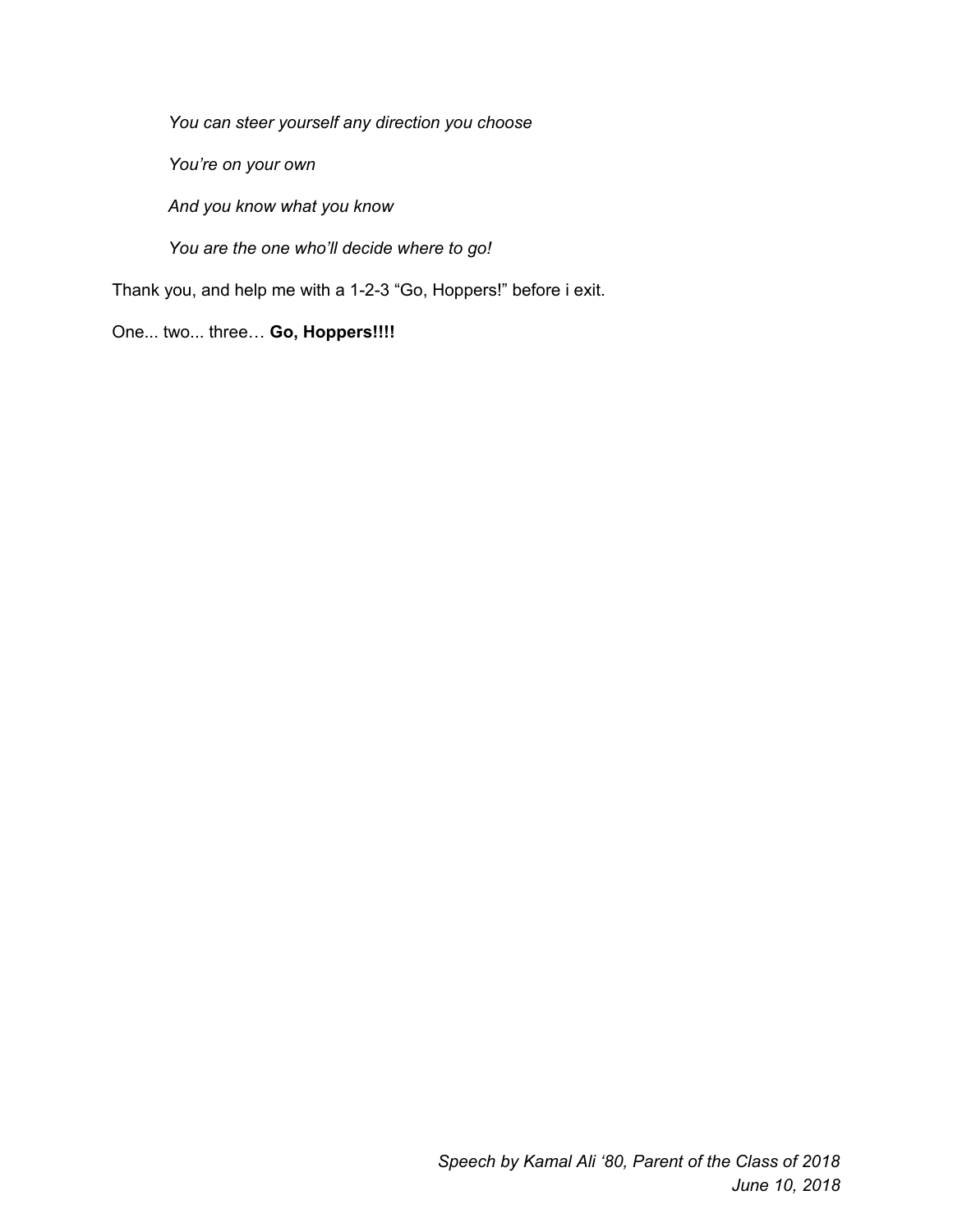*You can steer yourself any direction you choose*

*You're on your own*

*And you know what you know*

*You are the one who'll decide where to go!*

Thank you, and help me with a 1-2-3 "Go, Hoppers!" before i exit.

One... two... three… **Go, Hoppers!!!!**

*Speech by Kamal Ali '80, Parent of the Class of 2018*
*June 10, 2018*